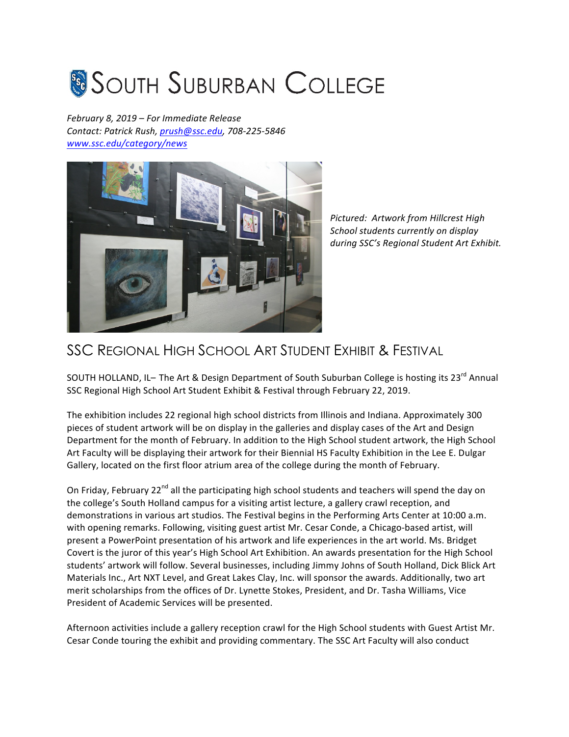# SOUTH SUBURBAN COLLEGE

*February 8, 2019 – For Immediate Release*
*Contact: Patrick Rush, prush@ssc.edu, 708-225-5846*
*www.ssc.edu/category/news*

*Pictured: Artwork from Hillcrest High School students currently on display during SSC's Regional Student Art Exhibit.*

## SSC REGIONAL HIGH SCHOOL ART STUDENT EXHIBIT & FESTIVAL

SOUTH HOLLAND, IL– The Art & Design Department of South Suburban College is hosting its 23rd Annual SSC Regional High School Art Student Exhibit & Festival through February 22, 2019.

The exhibition includes 22 regional high school districts from Illinois and Indiana. Approximately 300 pieces of student artwork will be on display in the galleries and display cases of the Art and Design Department for the month of February. In addition to the High School student artwork, the High School Art Faculty will be displaying their artwork for their Biennial HS Faculty Exhibition in the Lee E. Dulgar Gallery, located on the first floor atrium area of the college during the month of February.

On Friday, February 22nd all the participating high school students and teachers will spend the day on the college's South Holland campus for a visiting artist lecture, a gallery crawl reception, and demonstrations in various art studios. The Festival begins in the Performing Arts Center at 10:00 a.m. with opening remarks. Following, visiting guest artist Mr. Cesar Conde, a Chicago-based artist, will present a PowerPoint presentation of his artwork and life experiences in the art world. Ms. Bridget Covert is the juror of this year's High School Art Exhibition. An awards presentation for the High School students' artwork will follow. Several businesses, including Jimmy Johns of South Holland, Dick Blick Art Materials Inc., Art NXT Level, and Great Lakes Clay, Inc. will sponsor the awards. Additionally, two art merit scholarships from the offices of Dr. Lynette Stokes, President, and Dr. Tasha Williams, Vice President of Academic Services will be presented.

Afternoon activities include a gallery reception crawl for the High School students with Guest Artist Mr. Cesar Conde touring the exhibit and providing commentary. The SSC Art Faculty will also conduct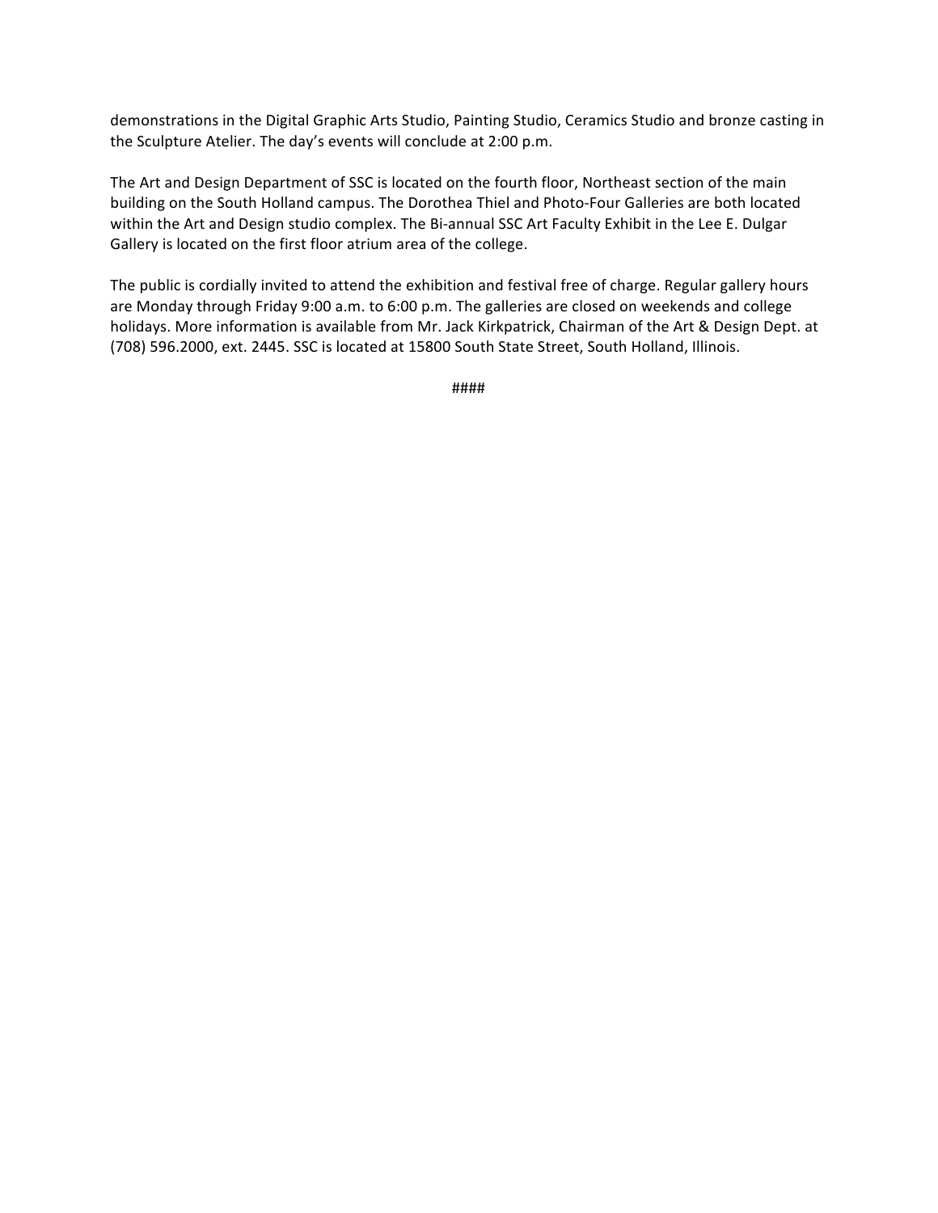demonstrations in the Digital Graphic Arts Studio, Painting Studio, Ceramics Studio and bronze casting in the Sculpture Atelier. The day's events will conclude at 2:00 p.m.

The Art and Design Department of SSC is located on the fourth floor, Northeast section of the main building on the South Holland campus. The Dorothea Thiel and Photo-Four Galleries are both located within the Art and Design studio complex. The Bi-annual SSC Art Faculty Exhibit in the Lee E. Dulgar Gallery is located on the first floor atrium area of the college.

The public is cordially invited to attend the exhibition and festival free of charge. Regular gallery hours are Monday through Friday 9:00 a.m. to 6:00 p.m. The galleries are closed on weekends and college holidays. More information is available from Mr. Jack Kirkpatrick, Chairman of the Art & Design Dept. at (708) 596.2000, ext. 2445. SSC is located at 15800 South State Street, South Holland, Illinois.

####